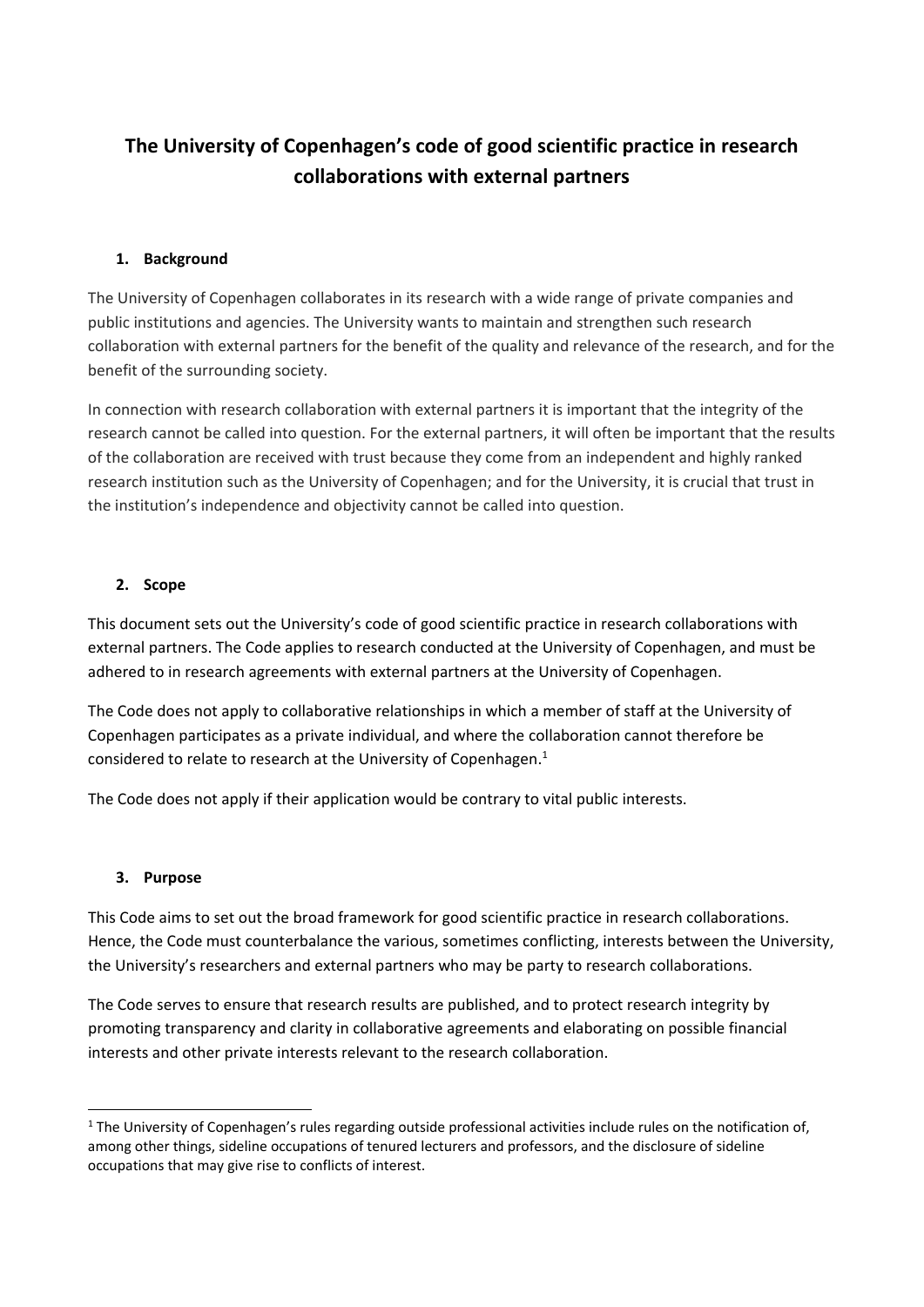# The University of Copenhagen's code of good scientific practice in research collaborations with external partners

## 1. Background

The University of Copenhagen collaborates in its research with a wide range of private companies and public institutions and agencies. The University wants to maintain and strengthen such research collaboration with external partners for the benefit of the quality and relevance of the research, and for the benefit of the surrounding society.

In connection with research collaboration with external partners it is important that the integrity of the research cannot be called into question. For the external partners, it will often be important that the results of the collaboration are received with trust because they come from an independent and highly ranked research institution such as the University of Copenhagen; and for the University, it is crucial that trust in the institution's independence and objectivity cannot be called into question.

## 2. Scope

This document sets out the University's code of good scientific practice in research collaborations with external partners. The Code applies to research conducted at the University of Copenhagen, and must be adhered to in research agreements with external partners at the University of Copenhagen.

The Code does not apply to collaborative relationships in which a member of staff at the University of Copenhagen participates as a private individual, and where the collaboration cannot therefore be considered to relate to research at the University of Copenhagen.[1]

The Code does not apply if their application would be contrary to vital public interests.

## 3. Purpose

This Code aims to set out the broad framework for good scientific practice in research collaborations. Hence, the Code must counterbalance the various, sometimes conflicting, interests between the University, the University's researchers and external partners who may be party to research collaborations.

The Code serves to ensure that research results are published, and to protect research integrity by promoting transparency and clarity in collaborative agreements and elaborating on possible financial interests and other private interests relevant to the research collaboration.

---

[1] The University of Copenhagen's rules regarding outside professional activities include rules on the notification of, among other things, sideline occupations of tenured lecturers and professors, and the disclosure of sideline occupations that may give rise to conflicts of interest.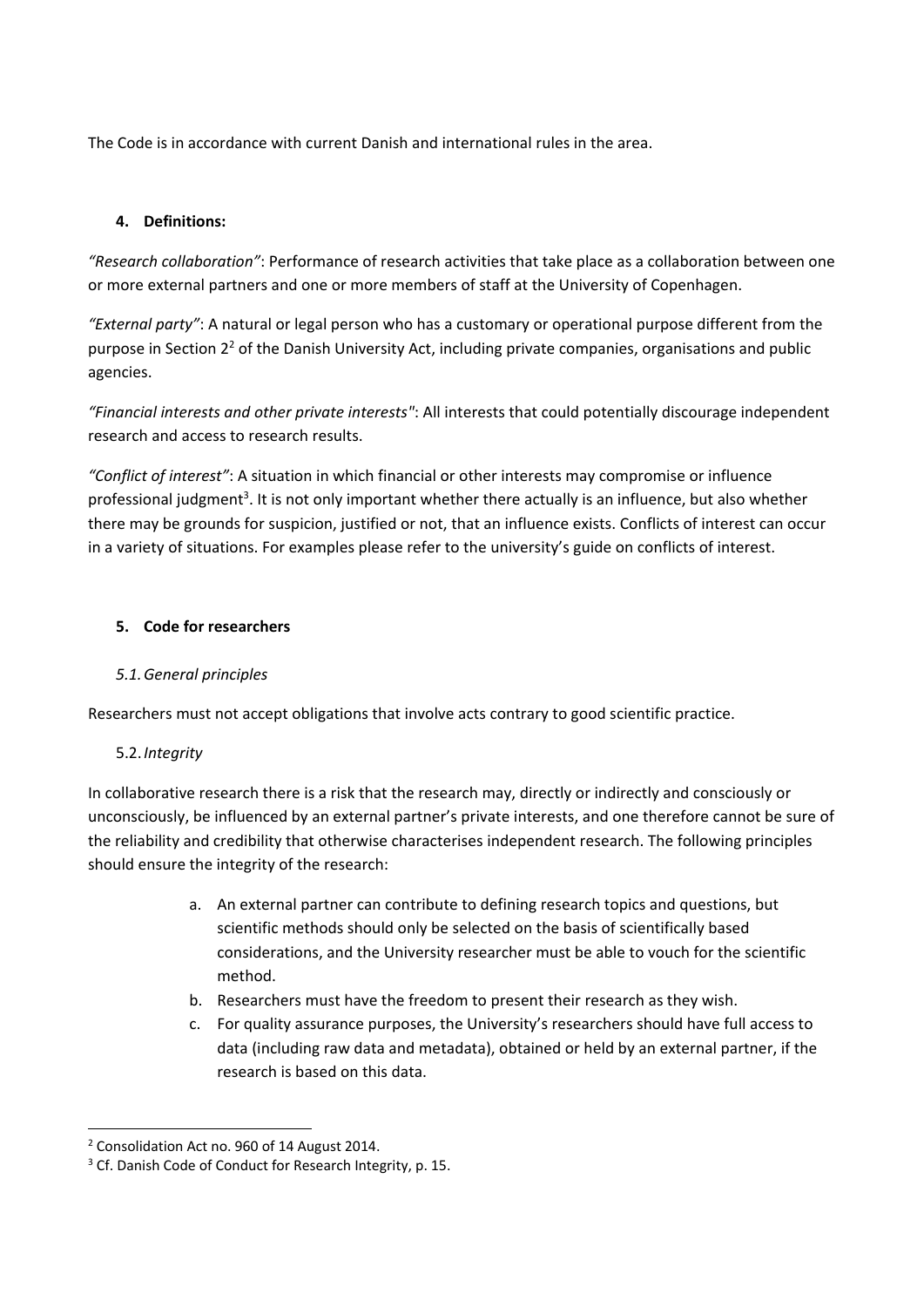The Code is in accordance with current Danish and international rules in the area.

## 4. Definitions:

*"Research collaboration"*: Performance of research activities that take place as a collaboration between one or more external partners and one or more members of staff at the University of Copenhagen.

*"External party"*: A natural or legal person who has a customary or operational purpose different from the purpose in Section 2[2] of the Danish University Act, including private companies, organisations and public agencies.

*"Financial interests and other private interests"*: All interests that could potentially discourage independent research and access to research results.

*"Conflict of interest"*: A situation in which financial or other interests may compromise or influence professional judgment[3]. It is not only important whether there actually is an influence, but also whether there may be grounds for suspicion, justified or not, that an influence exists. Conflicts of interest can occur in a variety of situations. For examples please refer to the university's guide on conflicts of interest.

## 5. Code for researchers

### *5.1. General principles*

Researchers must not accept obligations that involve acts contrary to good scientific practice.

### 5.2. *Integrity*

In collaborative research there is a risk that the research may, directly or indirectly and consciously or unconsciously, be influenced by an external partner's private interests, and one therefore cannot be sure of the reliability and credibility that otherwise characterises independent research. The following principles should ensure the integrity of the research:

a. An external partner can contribute to defining research topics and questions, but scientific methods should only be selected on the basis of scientifically based considerations, and the University researcher must be able to vouch for the scientific method.
b. Researchers must have the freedom to present their research as they wish.
c. For quality assurance purposes, the University's researchers should have full access to data (including raw data and metadata), obtained or held by an external partner, if the research is based on this data.

---

[2] Consolidation Act no. 960 of 14 August 2014.

[3] Cf. Danish Code of Conduct for Research Integrity, p. 15.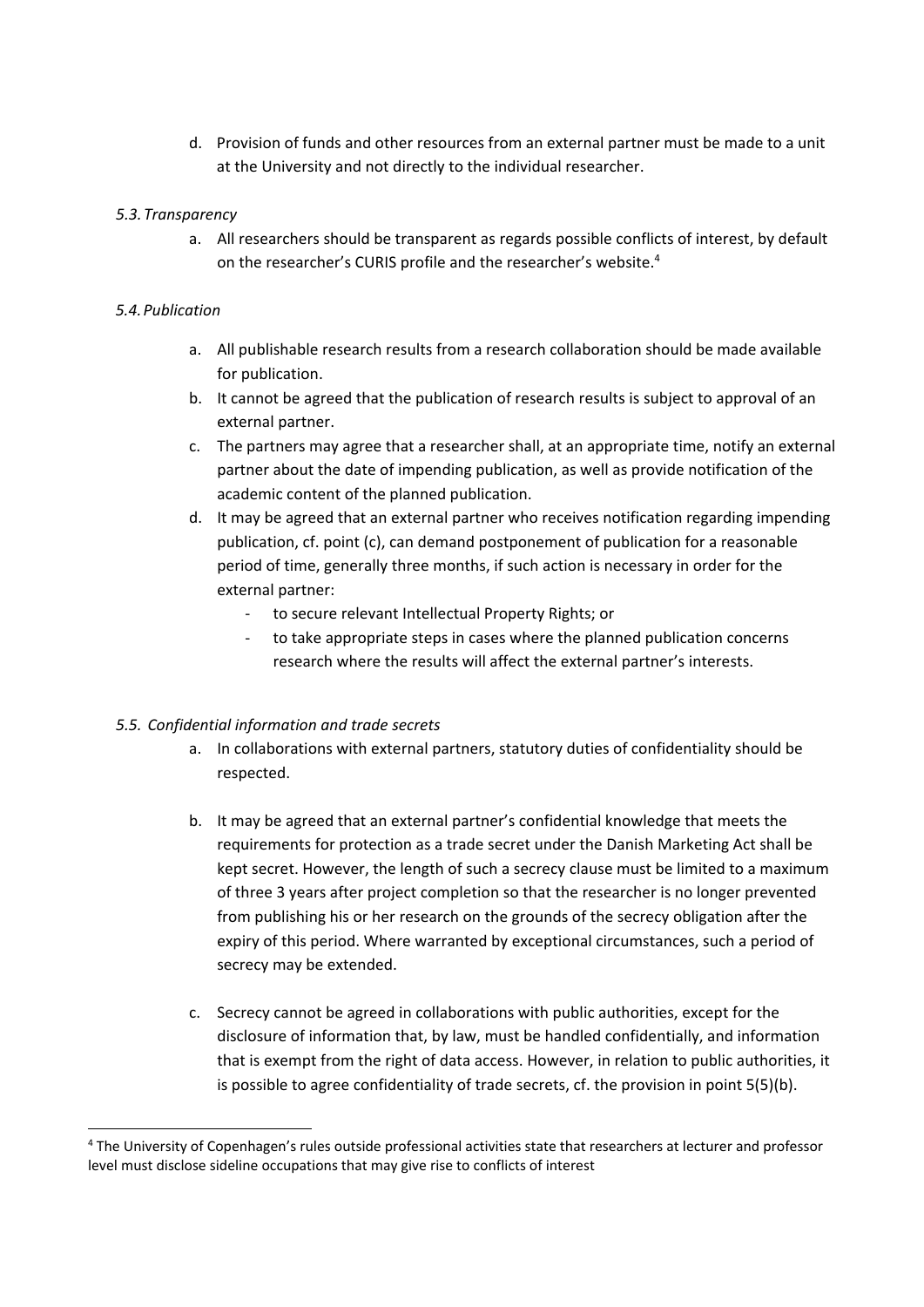d. Provision of funds and other resources from an external partner must be made to a unit at the University and not directly to the individual researcher.

*5.3. Transparency*

a. All researchers should be transparent as regards possible conflicts of interest, by default on the researcher's CURIS profile and the researcher's website.[4]

*5.4. Publication*

a. All publishable research results from a research collaboration should be made available for publication.
b. It cannot be agreed that the publication of research results is subject to approval of an external partner.
c. The partners may agree that a researcher shall, at an appropriate time, notify an external partner about the date of impending publication, as well as provide notification of the academic content of the planned publication.
d. It may be agreed that an external partner who receives notification regarding impending publication, cf. point (c), can demand postponement of publication for a reasonable period of time, generally three months, if such action is necessary in order for the external partner:
    - to secure relevant Intellectual Property Rights; or
    - to take appropriate steps in cases where the planned publication concerns research where the results will affect the external partner's interests.

*5.5. Confidential information and trade secrets*

a. In collaborations with external partners, statutory duties of confidentiality should be respected.

b. It may be agreed that an external partner's confidential knowledge that meets the requirements for protection as a trade secret under the Danish Marketing Act shall be kept secret. However, the length of such a secrecy clause must be limited to a maximum of three 3 years after project completion so that the researcher is no longer prevented from publishing his or her research on the grounds of the secrecy obligation after the expiry of this period. Where warranted by exceptional circumstances, such a period of secrecy may be extended.

c. Secrecy cannot be agreed in collaborations with public authorities, except for the disclosure of information that, by law, must be handled confidentially, and information that is exempt from the right of data access. However, in relation to public authorities, it is possible to agree confidentiality of trade secrets, cf. the provision in point 5(5)(b).

---

[4] The University of Copenhagen's rules outside professional activities state that researchers at lecturer and professor level must disclose sideline occupations that may give rise to conflicts of interest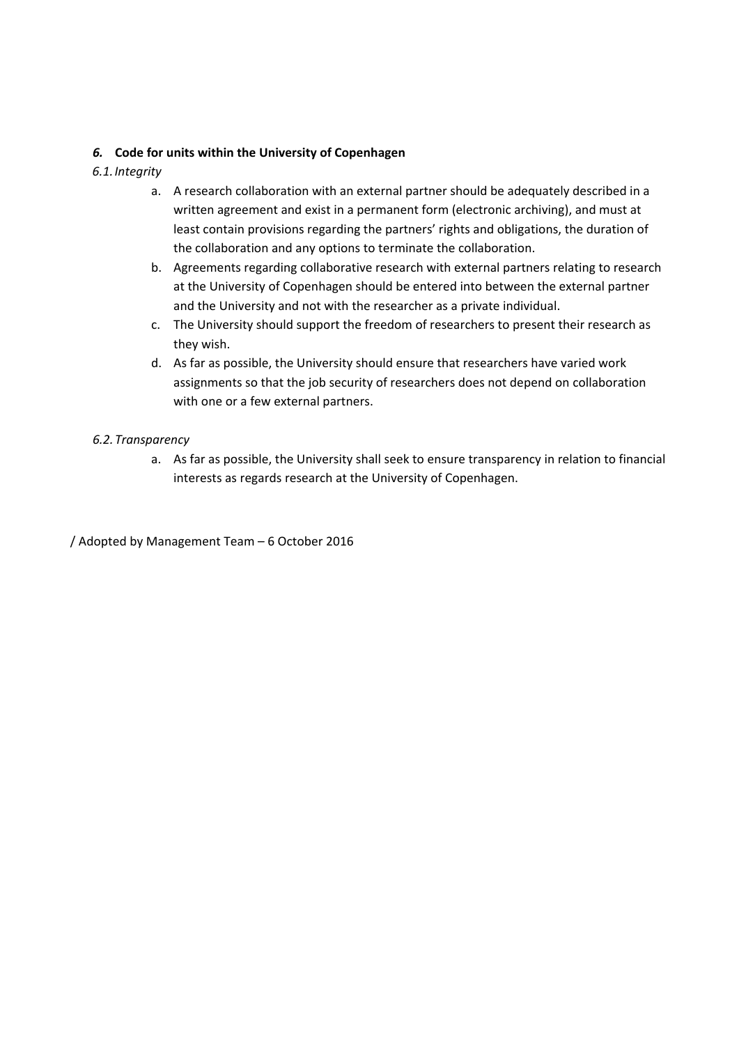## *6.* Code for units within the University of Copenhagen

*6.1. Integrity*

a. A research collaboration with an external partner should be adequately described in a written agreement and exist in a permanent form (electronic archiving), and must at least contain provisions regarding the partners' rights and obligations, the duration of the collaboration and any options to terminate the collaboration.
b. Agreements regarding collaborative research with external partners relating to research at the University of Copenhagen should be entered into between the external partner and the University and not with the researcher as a private individual.
c. The University should support the freedom of researchers to present their research as they wish.
d. As far as possible, the University should ensure that researchers have varied work assignments so that the job security of researchers does not depend on collaboration with one or a few external partners.

*6.2. Transparency*

a. As far as possible, the University shall seek to ensure transparency in relation to financial interests as regards research at the University of Copenhagen.

/ Adopted by Management Team – 6 October 2016